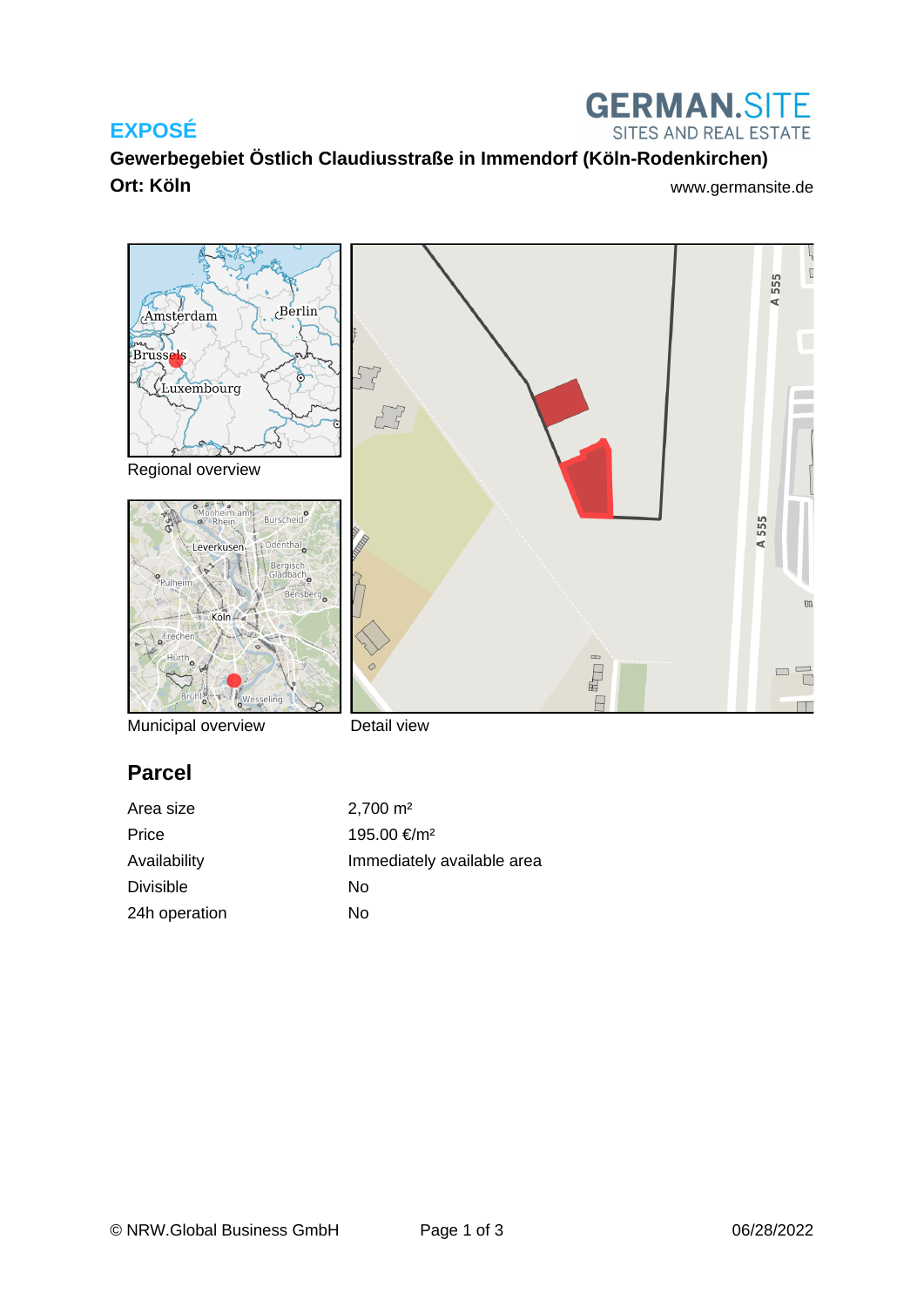**EXPOSÉ**

GERMAN.SITE
SITES AND REAL ESTATE

**Gewerbegebiet Östlich Claudiusstraße in Immendorf (Köln-Rodenkirchen)**

**Ort: Köln**

www.germansite.de

Regional overview

Municipal overview

Detail view

## Parcel

| | |
|---|---|
| Area size | 2,700 m² |
| Price | 195.00 €/m² |
| Availability | Immediately available area |
| Divisible | No |
| 24h operation | No |

© NRW.Global Business GmbH

06/28/2022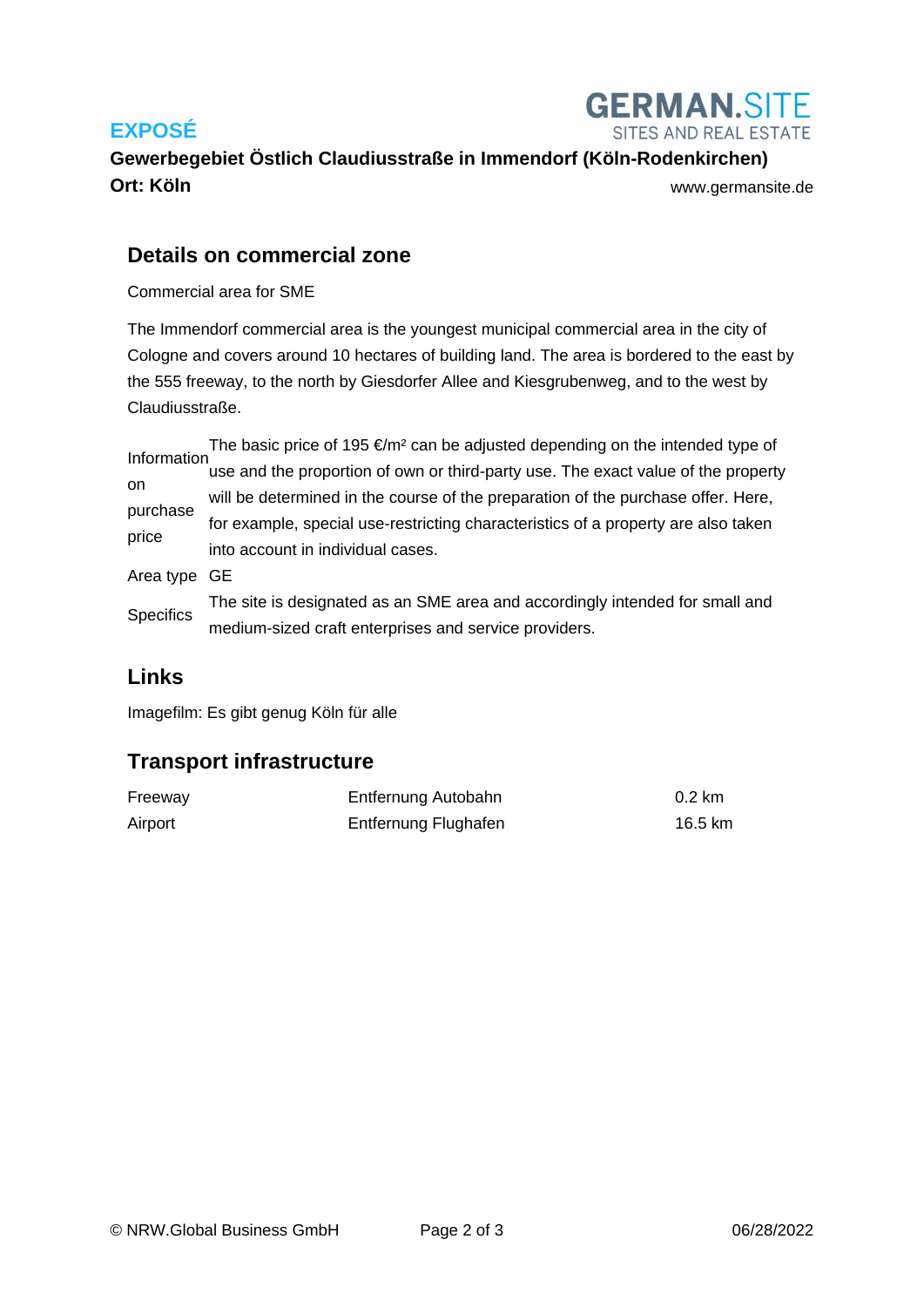# EXPOSÉ

**Gewerbegebiet Östlich Claudiusstraße in Immendorf (Köln-Rodenkirchen)**
**Ort: Köln**

www.germansite.de

## Details on commercial zone

Commercial area for SME

The Immendorf commercial area is the youngest municipal commercial area in the city of Cologne and covers around 10 hectares of building land. The area is bordered to the east by the 555 freeway, to the north by Giesdorfer Allee and Kiesgrubenweg, and to the west by Claudiusstraße.

| | |
|---|---|
| Information on purchase price | The basic price of 195 €/m² can be adjusted depending on the intended type of use and the proportion of own or third-party use. The exact value of the property will be determined in the course of the preparation of the purchase offer. Here, for example, special use-restricting characteristics of a property are also taken into account in individual cases. |
| Area type | GE |
| Specifics | The site is designated as an SME area and accordingly intended for small and medium-sized craft enterprises and service providers. |

## Links

Imagefilm: Es gibt genug Köln für alle

## Transport infrastructure

| | | |
|---|---|---|
| Freeway | Entfernung Autobahn | 0.2 km |
| Airport | Entfernung Flughafen | 16.5 km |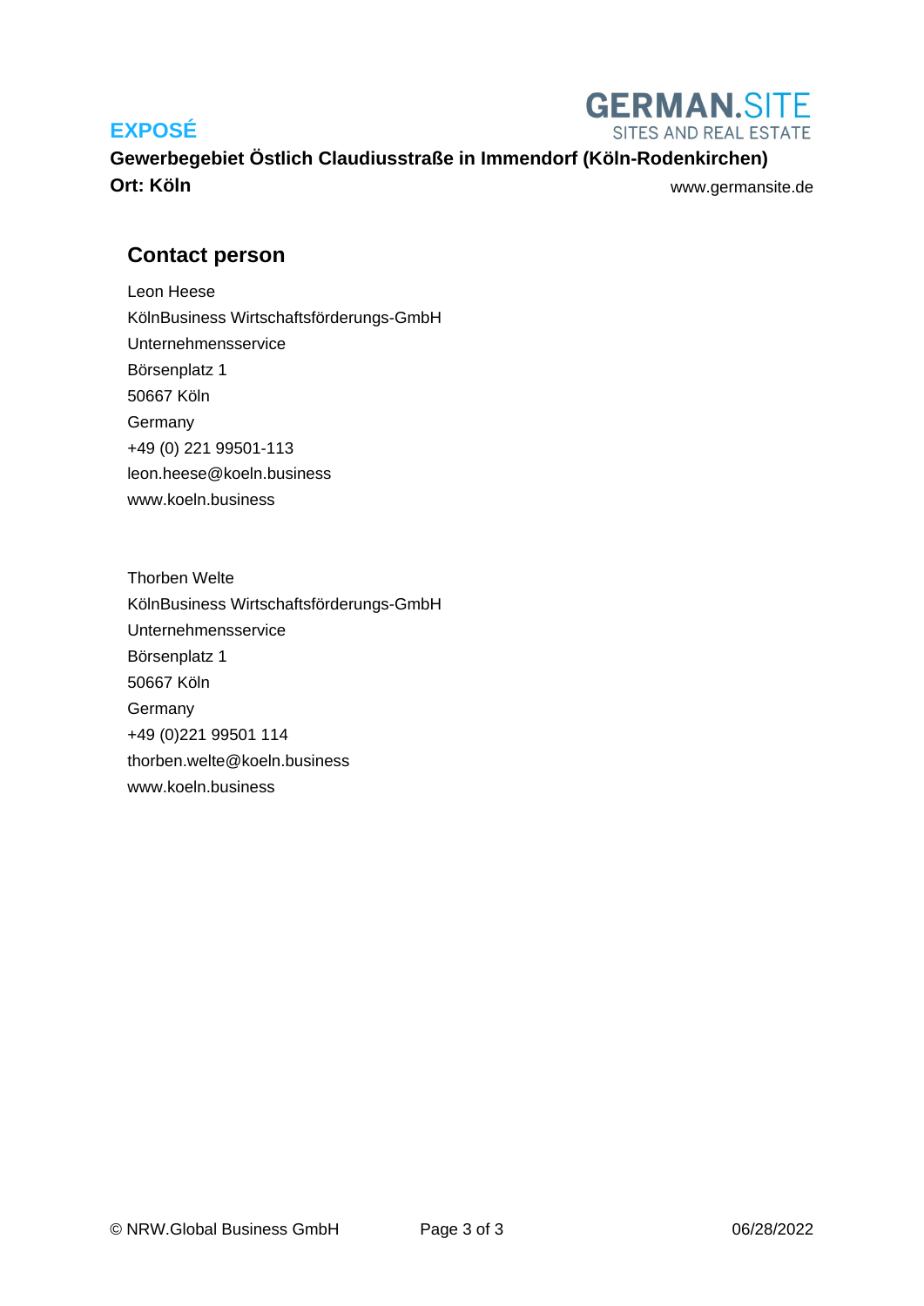## Contact person

Leon Heese
KölnBusiness Wirtschaftsförderungs-GmbH
Unternehmensservice
Börsenplatz 1
50667 Köln
Germany
+49 (0) 221 99501-113
leon.heese@koeln.business
www.koeln.business

Thorben Welte
KölnBusiness Wirtschaftsförderungs-GmbH
Unternehmensservice
Börsenplatz 1
50667 Köln
Germany
+49 (0)221 99501 114
thorben.welte@koeln.business
www.koeln.business